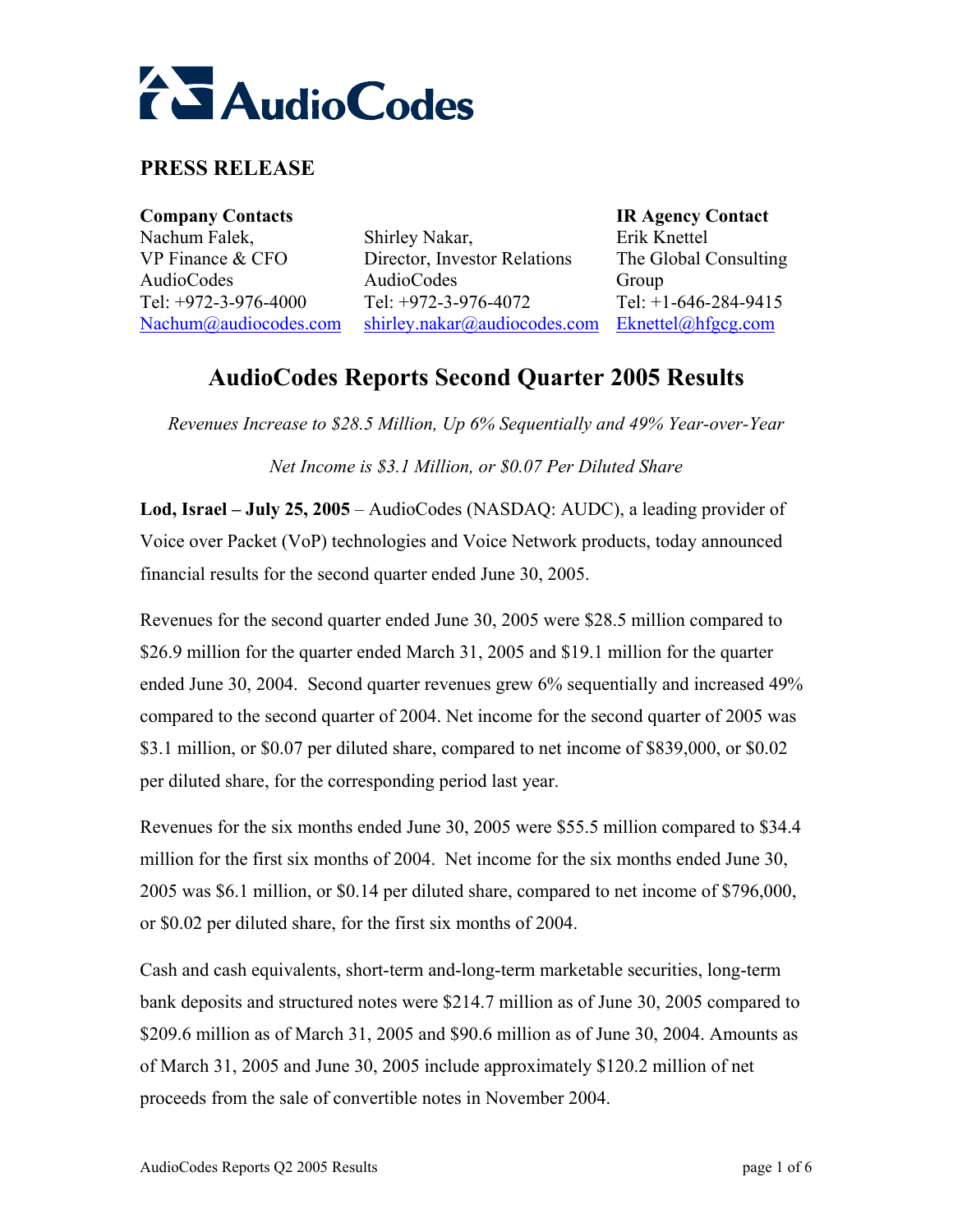# PRESS RELEASE

| **Company Contacts** | | **IR Agency Contact** |
| --- | --- | --- |
| Nachum Falek, | Shirley Nakar, | Erik Knettel |
| VP Finance & CFO | Director, Investor Relations | The Global Consulting Group |
| AudioCodes | AudioCodes | Tel: +1-646-284-9415 |
| Tel: +972-3-976-4000 | Tel: +972-3-976-4072 | Eknettel@hfgcg.com |
| Nachum@audiocodes.com | shirley.nakar@audiocodes.com | |

## AudioCodes Reports Second Quarter 2005 Results

*Revenues Increase to $28.5 Million, Up 6% Sequentially and 49% Year-over-Year*

*Net Income is $3.1 Million, or $0.07 Per Diluted Share*

**Lod, Israel – July 25, 2005** – AudioCodes (NASDAQ: AUDC), a leading provider of Voice over Packet (VoP) technologies and Voice Network products, today announced financial results for the second quarter ended June 30, 2005.

Revenues for the second quarter ended June 30, 2005 were $28.5 million compared to $26.9 million for the quarter ended March 31, 2005 and $19.1 million for the quarter ended June 30, 2004. Second quarter revenues grew 6% sequentially and increased 49% compared to the second quarter of 2004. Net income for the second quarter of 2005 was $3.1 million, or $0.07 per diluted share, compared to net income of $839,000, or $0.02 per diluted share, for the corresponding period last year.

Revenues for the six months ended June 30, 2005 were $55.5 million compared to $34.4 million for the first six months of 2004. Net income for the six months ended June 30, 2005 was $6.1 million, or $0.14 per diluted share, compared to net income of $796,000, or $0.02 per diluted share, for the first six months of 2004.

Cash and cash equivalents, short-term and-long-term marketable securities, long-term bank deposits and structured notes were $214.7 million as of June 30, 2005 compared to $209.6 million as of March 31, 2005 and $90.6 million as of June 30, 2004. Amounts as of March 31, 2005 and June 30, 2005 include approximately $120.2 million of net proceeds from the sale of convertible notes in November 2004.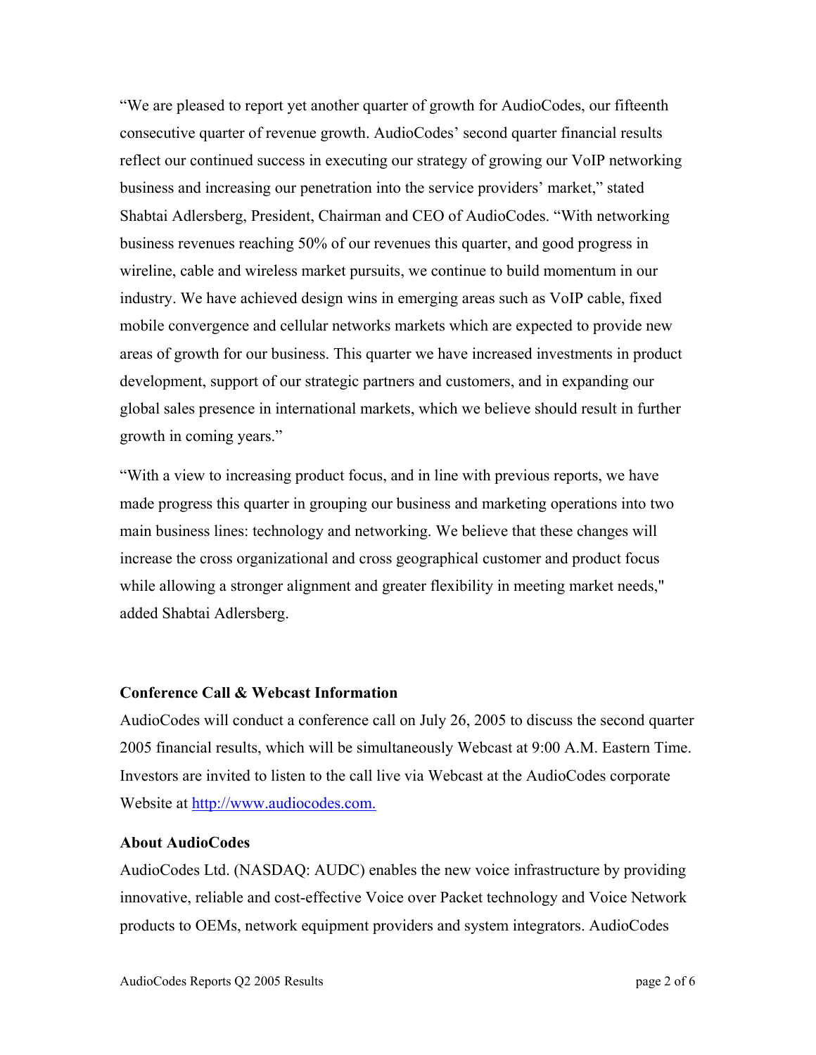"We are pleased to report yet another quarter of growth for AudioCodes, our fifteenth consecutive quarter of revenue growth. AudioCodes' second quarter financial results reflect our continued success in executing our strategy of growing our VoIP networking business and increasing our penetration into the service providers' market," stated Shabtai Adlersberg, President, Chairman and CEO of AudioCodes. "With networking business revenues reaching 50% of our revenues this quarter, and good progress in wireline, cable and wireless market pursuits, we continue to build momentum in our industry. We have achieved design wins in emerging areas such as VoIP cable, fixed mobile convergence and cellular networks markets which are expected to provide new areas of growth for our business. This quarter we have increased investments in product development, support of our strategic partners and customers, and in expanding our global sales presence in international markets, which we believe should result in further growth in coming years."

"With a view to increasing product focus, and in line with previous reports, we have made progress this quarter in grouping our business and marketing operations into two main business lines: technology and networking. We believe that these changes will increase the cross organizational and cross geographical customer and product focus while allowing a stronger alignment and greater flexibility in meeting market needs," added Shabtai Adlersberg.

**Conference Call & Webcast Information**

AudioCodes will conduct a conference call on July 26, 2005 to discuss the second quarter 2005 financial results, which will be simultaneously Webcast at 9:00 A.M. Eastern Time. Investors are invited to listen to the call live via Webcast at the AudioCodes corporate Website at http://www.audiocodes.com.

**About AudioCodes**

AudioCodes Ltd. (NASDAQ: AUDC) enables the new voice infrastructure by providing innovative, reliable and cost-effective Voice over Packet technology and Voice Network products to OEMs, network equipment providers and system integrators. AudioCodes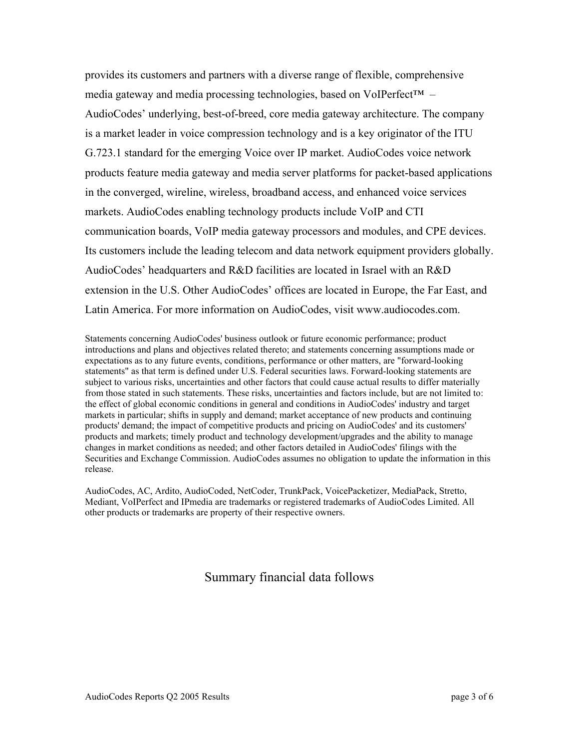provides its customers and partners with a diverse range of flexible, comprehensive media gateway and media processing technologies, based on VoIPerfect™ – AudioCodes' underlying, best-of-breed, core media gateway architecture. The company is a market leader in voice compression technology and is a key originator of the ITU G.723.1 standard for the emerging Voice over IP market. AudioCodes voice network products feature media gateway and media server platforms for packet-based applications in the converged, wireline, wireless, broadband access, and enhanced voice services markets. AudioCodes enabling technology products include VoIP and CTI communication boards, VoIP media gateway processors and modules, and CPE devices. Its customers include the leading telecom and data network equipment providers globally. AudioCodes' headquarters and R&D facilities are located in Israel with an R&D extension in the U.S. Other AudioCodes' offices are located in Europe, the Far East, and Latin America. For more information on AudioCodes, visit www.audiocodes.com.

Statements concerning AudioCodes' business outlook or future economic performance; product introductions and plans and objectives related thereto; and statements concerning assumptions made or expectations as to any future events, conditions, performance or other matters, are "forward-looking statements" as that term is defined under U.S. Federal securities laws. Forward-looking statements are subject to various risks, uncertainties and other factors that could cause actual results to differ materially from those stated in such statements. These risks, uncertainties and factors include, but are not limited to: the effect of global economic conditions in general and conditions in AudioCodes' industry and target markets in particular; shifts in supply and demand; market acceptance of new products and continuing products' demand; the impact of competitive products and pricing on AudioCodes' and its customers' products and markets; timely product and technology development/upgrades and the ability to manage changes in market conditions as needed; and other factors detailed in AudioCodes' filings with the Securities and Exchange Commission. AudioCodes assumes no obligation to update the information in this release.

AudioCodes, AC, Ardito, AudioCoded, NetCoder, TrunkPack, VoicePacketizer, MediaPack, Stretto, Mediant, VoIPerfect and IPmedia are trademarks or registered trademarks of AudioCodes Limited. All other products or trademarks are property of their respective owners.

Summary financial data follows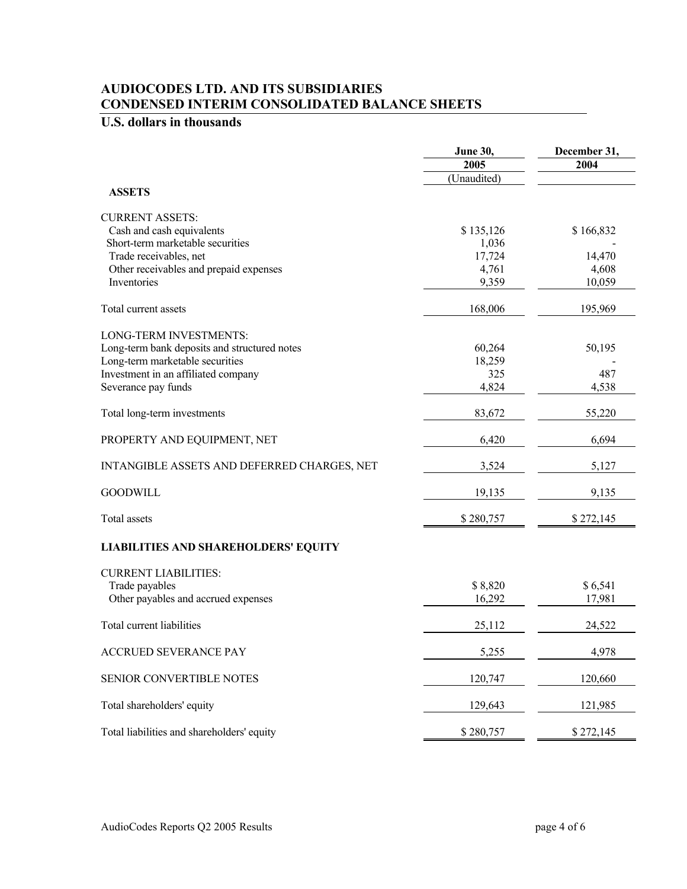## AUDIOCODES LTD. AND ITS SUBSIDIARIES
## CONDENSED INTERIM CONSOLIDATED BALANCE SHEETS

**U.S. dollars in thousands**

| | June 30, 2005 | December 31, 2004 |
|---|---|---|
| | (Unaudited) | |
| **ASSETS** | | |
| CURRENT ASSETS: | | |
| Cash and cash equivalents | $ 135,126 | $ 166,832 |
| Short-term marketable securities | 1,036 | - |
| Trade receivables, net | 17,724 | 14,470 |
| Other receivables and prepaid expenses | 4,761 | 4,608 |
| Inventories | 9,359 | 10,059 |
| Total current assets | 168,006 | 195,969 |
| LONG-TERM INVESTMENTS: | | |
| Long-term bank deposits and structured notes | 60,264 | 50,195 |
| Long-term marketable securities | 18,259 | - |
| Investment in an affiliated company | 325 | 487 |
| Severance pay funds | 4,824 | 4,538 |
| Total long-term investments | 83,672 | 55,220 |
| PROPERTY AND EQUIPMENT, NET | 6,420 | 6,694 |
| INTANGIBLE ASSETS AND DEFERRED CHARGES, NET | 3,524 | 5,127 |
| GOODWILL | 19,135 | 9,135 |
| Total assets | $ 280,757 | $ 272,145 |
| **LIABILITIES AND SHAREHOLDERS' EQUITY** | | |
| CURRENT LIABILITIES: | | |
| Trade payables | $ 8,820 | $ 6,541 |
| Other payables and accrued expenses | 16,292 | 17,981 |
| Total current liabilities | 25,112 | 24,522 |
| ACCRUED SEVERANCE PAY | 5,255 | 4,978 |
| SENIOR CONVERTIBLE NOTES | 120,747 | 120,660 |
| Total shareholders' equity | 129,643 | 121,985 |
| Total liabilities and shareholders' equity | $ 280,757 | $ 272,145 |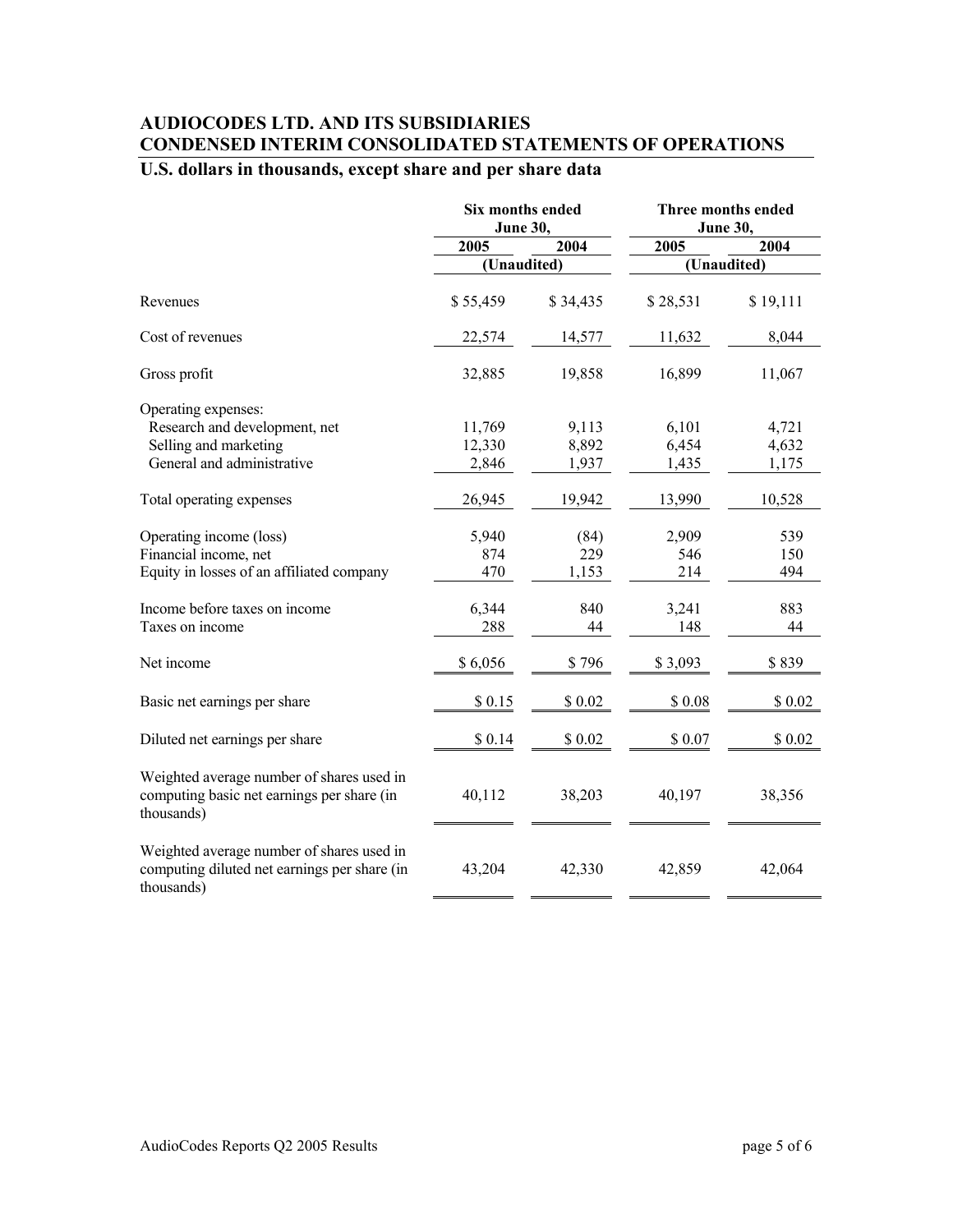## AUDIOCODES LTD. AND ITS SUBSIDIARIES
## CONDENSED INTERIM CONSOLIDATED STATEMENTS OF OPERATIONS

### U.S. dollars in thousands, except share and per share data

| | Six months ended June 30, | | Three months ended June 30, | |
|---|---|---|---|---|
| | 2005 | 2004 | 2005 | 2004 |
| | (Unaudited) | | (Unaudited) | |
| Revenues | $ 55,459 | $ 34,435 | $ 28,531 | $ 19,111 |
| Cost of revenues | 22,574 | 14,577 | 11,632 | 8,044 |
| Gross profit | 32,885 | 19,858 | 16,899 | 11,067 |
| Operating expenses: | | | | |
| Research and development, net | 11,769 | 9,113 | 6,101 | 4,721 |
| Selling and marketing | 12,330 | 8,892 | 6,454 | 4,632 |
| General and administrative | 2,846 | 1,937 | 1,435 | 1,175 |
| Total operating expenses | 26,945 | 19,942 | 13,990 | 10,528 |
| Operating income (loss) | 5,940 | (84) | 2,909 | 539 |
| Financial income, net | 874 | 229 | 546 | 150 |
| Equity in losses of an affiliated company | 470 | 1,153 | 214 | 494 |
| Income before taxes on income | 6,344 | 840 | 3,241 | 883 |
| Taxes on income | 288 | 44 | 148 | 44 |
| Net income | $ 6,056 | $ 796 | $ 3,093 | $ 839 |
| Basic net earnings per share | $ 0.15 | $ 0.02 | $ 0.08 | $ 0.02 |
| Diluted net earnings per share | $ 0.14 | $ 0.02 | $ 0.07 | $ 0.02 |
| Weighted average number of shares used in computing basic net earnings per share (in thousands) | 40,112 | 38,203 | 40,197 | 38,356 |
| Weighted average number of shares used in computing diluted net earnings per share (in thousands) | 43,204 | 42,330 | 42,859 | 42,064 |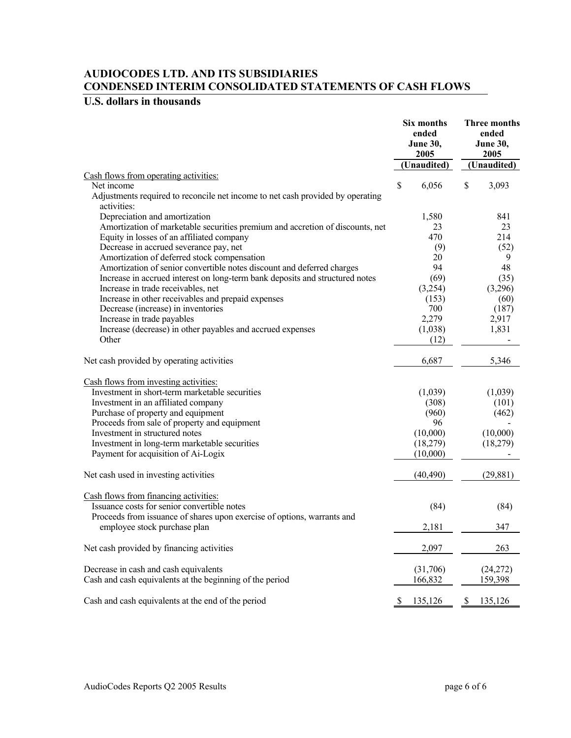# AUDIOCODES LTD. AND ITS SUBSIDIARIES
# CONDENSED INTERIM CONSOLIDATED STATEMENTS OF CASH FLOWS

## U.S. dollars in thousands

| | Six months ended June 30, 2005 | Three months ended June 30, 2005 |
|---|---|---|
| | (Unaudited) | (Unaudited) |
| Cash flows from operating activities: | | |
| Net income | $ 6,056 | $ 3,093 |
| Adjustments required to reconcile net income to net cash provided by operating activities: | | |
| Depreciation and amortization | 1,580 | 841 |
| Amortization of marketable securities premium and accretion of discounts, net | 23 | 23 |
| Equity in losses of an affiliated company | 470 | 214 |
| Decrease in accrued severance pay, net | (9) | (52) |
| Amortization of deferred stock compensation | 20 | 9 |
| Amortization of senior convertible notes discount and deferred charges | 94 | 48 |
| Increase in accrued interest on long-term bank deposits and structured notes | (69) | (35) |
| Increase in trade receivables, net | (3,254) | (3,296) |
| Increase in other receivables and prepaid expenses | (153) | (60) |
| Decrease (increase) in inventories | 700 | (187) |
| Increase in trade payables | 2,279 | 2,917 |
| Increase (decrease) in other payables and accrued expenses | (1,038) | 1,831 |
| Other | (12) | - |
| Net cash provided by operating activities | 6,687 | 5,346 |
| Cash flows from investing activities: | | |
| Investment in short-term marketable securities | (1,039) | (1,039) |
| Investment in an affiliated company | (308) | (101) |
| Purchase of property and equipment | (960) | (462) |
| Proceeds from sale of property and equipment | 96 | - |
| Investment in structured notes | (10,000) | (10,000) |
| Investment in long-term marketable securities | (18,279) | (18,279) |
| Payment for acquisition of Ai-Logix | (10,000) | - |
| Net cash used in investing activities | (40,490) | (29,881) |
| Cash flows from financing activities: | | |
| Issuance costs for senior convertible notes | (84) | (84) |
| Proceeds from issuance of shares upon exercise of options, warrants and employee stock purchase plan | 2,181 | 347 |
| Net cash provided by financing activities | 2,097 | 263 |
| Decrease in cash and cash equivalents | (31,706) | (24,272) |
| Cash and cash equivalents at the beginning of the period | 166,832 | 159,398 |
| Cash and cash equivalents at the end of the period | $ 135,126 | $ 135,126 |